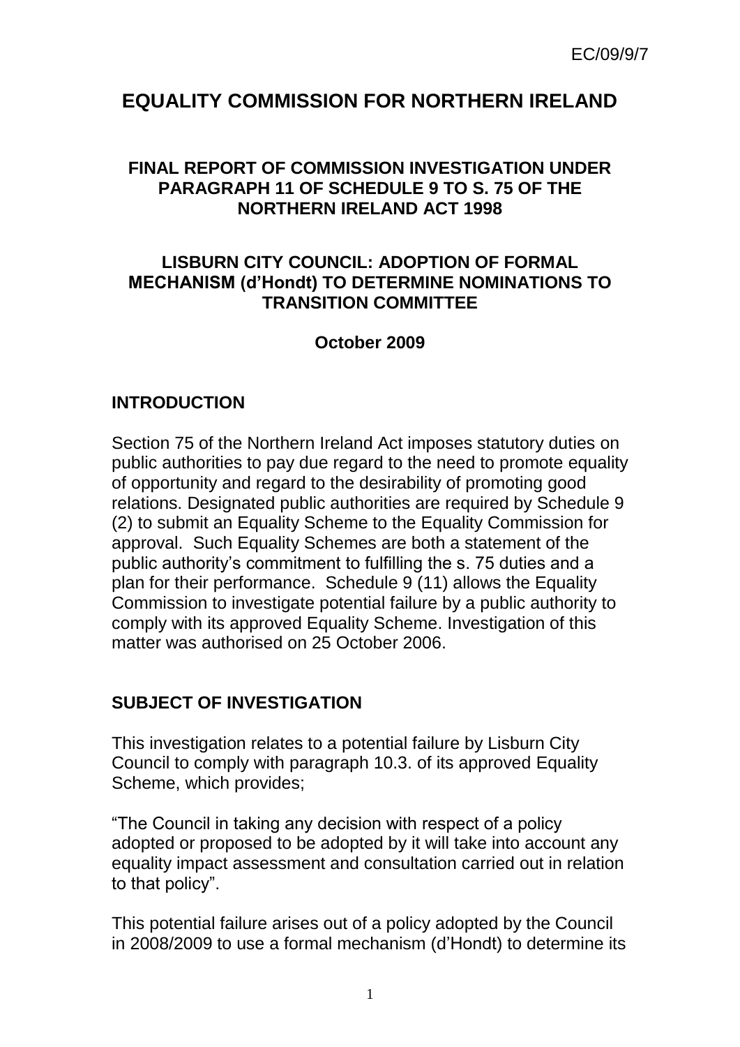EC/09/9/7

# EQUALITY COMMISSION FOR NORTHERN IRELAND

## FINAL REPORT OF COMMISSION INVESTIGATION UNDER PARAGRAPH 11 OF SCHEDULE 9 TO S. 75 OF THE NORTHERN IRELAND ACT 1998

## LISBURN CITY COUNCIL: ADOPTION OF FORMAL MECHANISM (d'Hondt) TO DETERMINE NOMINATIONS TO TRANSITION COMMITTEE

**October 2009**

## INTRODUCTION

Section 75 of the Northern Ireland Act imposes statutory duties on public authorities to pay due regard to the need to promote equality of opportunity and regard to the desirability of promoting good relations. Designated public authorities are required by Schedule 9 (2) to submit an Equality Scheme to the Equality Commission for approval. Such Equality Schemes are both a statement of the public authority's commitment to fulfilling the s. 75 duties and a plan for their performance. Schedule 9 (11) allows the Equality Commission to investigate potential failure by a public authority to comply with its approved Equality Scheme. Investigation of this matter was authorised on 25 October 2006.

## SUBJECT OF INVESTIGATION

This investigation relates to a potential failure by Lisburn City Council to comply with paragraph 10.3. of its approved Equality Scheme, which provides;

"The Council in taking any decision with respect of a policy adopted or proposed to be adopted by it will take into account any equality impact assessment and consultation carried out in relation to that policy".

This potential failure arises out of a policy adopted by the Council in 2008/2009 to use a formal mechanism (d'Hondt) to determine its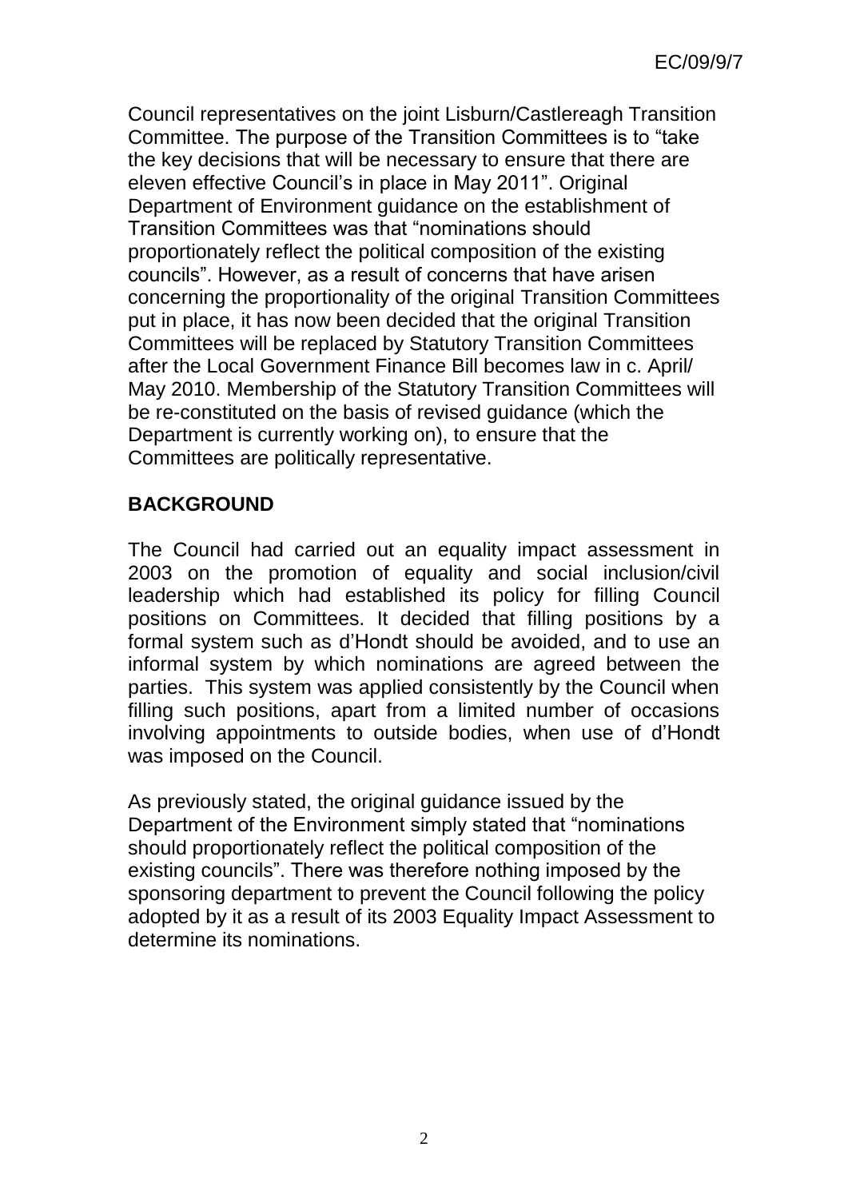Council representatives on the joint Lisburn/Castlereagh Transition Committee. The purpose of the Transition Committees is to "take the key decisions that will be necessary to ensure that there are eleven effective Council's in place in May 2011". Original Department of Environment guidance on the establishment of Transition Committees was that "nominations should proportionately reflect the political composition of the existing councils". However, as a result of concerns that have arisen concerning the proportionality of the original Transition Committees put in place, it has now been decided that the original Transition Committees will be replaced by Statutory Transition Committees after the Local Government Finance Bill becomes law in c. April/ May 2010. Membership of the Statutory Transition Committees will be re-constituted on the basis of revised guidance (which the Department is currently working on), to ensure that the Committees are politically representative.

## BACKGROUND

The Council had carried out an equality impact assessment in 2003 on the promotion of equality and social inclusion/civil leadership which had established its policy for filling Council positions on Committees. It decided that filling positions by a formal system such as d'Hondt should be avoided, and to use an informal system by which nominations are agreed between the parties. This system was applied consistently by the Council when filling such positions, apart from a limited number of occasions involving appointments to outside bodies, when use of d'Hondt was imposed on the Council.

As previously stated, the original guidance issued by the Department of the Environment simply stated that "nominations should proportionately reflect the political composition of the existing councils". There was therefore nothing imposed by the sponsoring department to prevent the Council following the policy adopted by it as a result of its 2003 Equality Impact Assessment to determine its nominations.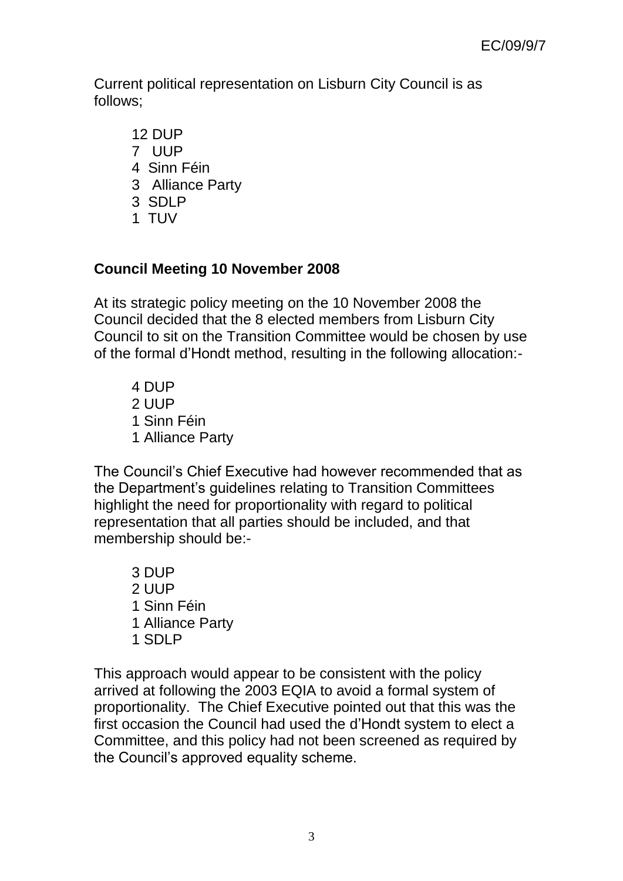Current political representation on Lisburn City Council is as follows;

12 DUP
7 UUP
4 Sinn Féin
3 Alliance Party
3 SDLP
1 TUV

**Council Meeting 10 November 2008**

At its strategic policy meeting on the 10 November 2008 the Council decided that the 8 elected members from Lisburn City Council to sit on the Transition Committee would be chosen by use of the formal d'Hondt method, resulting in the following allocation:-

4 DUP
2 UUP
1 Sinn Féin
1 Alliance Party

The Council's Chief Executive had however recommended that as the Department's guidelines relating to Transition Committees highlight the need for proportionality with regard to political representation that all parties should be included, and that membership should be:-

3 DUP
2 UUP
1 Sinn Féin
1 Alliance Party
1 SDLP

This approach would appear to be consistent with the policy arrived at following the 2003 EQIA to avoid a formal system of proportionality. The Chief Executive pointed out that this was the first occasion the Council had used the d'Hondt system to elect a Committee, and this policy had not been screened as required by the Council's approved equality scheme.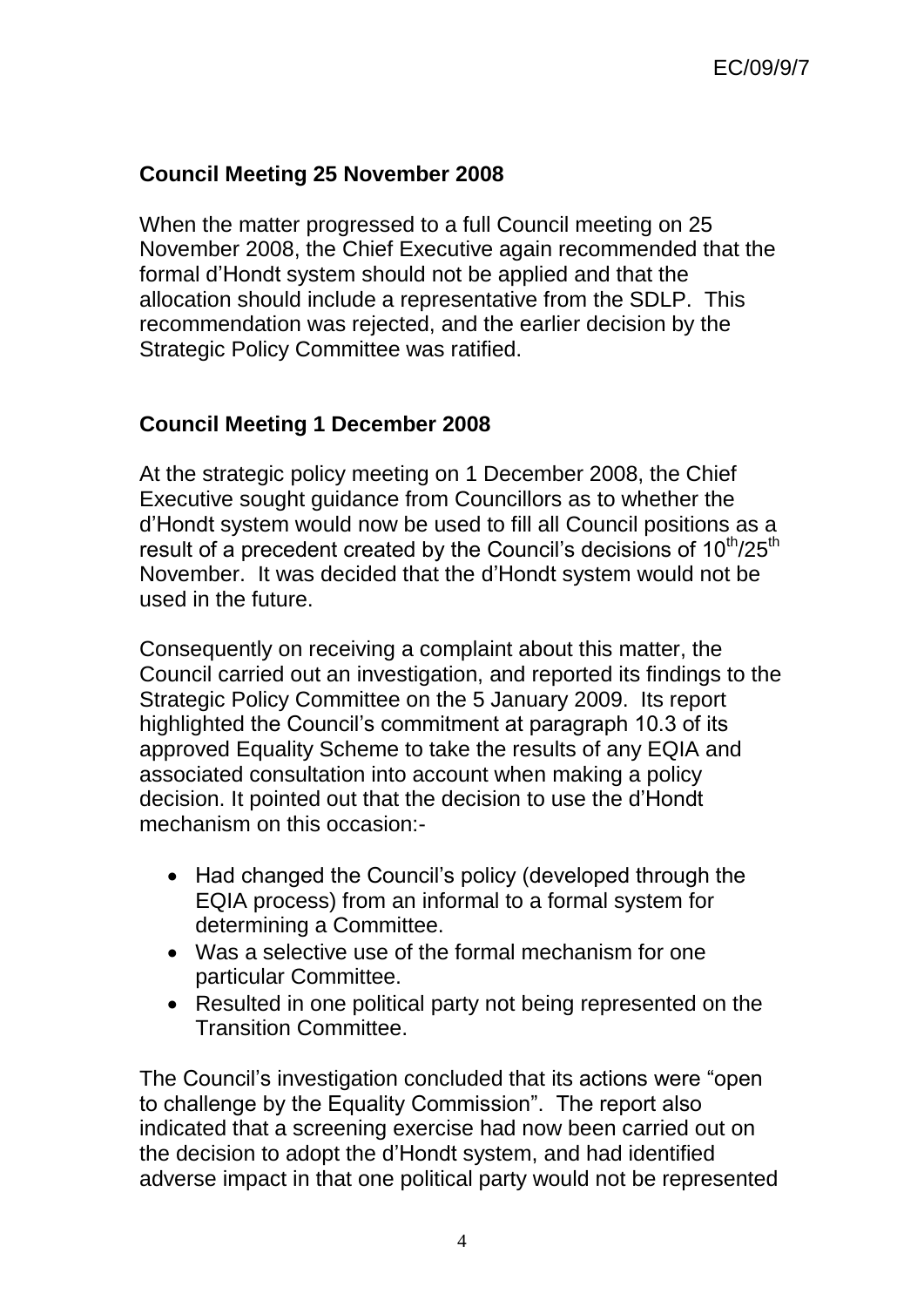## Council Meeting 25 November 2008

When the matter progressed to a full Council meeting on 25 November 2008, the Chief Executive again recommended that the formal d'Hondt system should not be applied and that the allocation should include a representative from the SDLP. This recommendation was rejected, and the earlier decision by the Strategic Policy Committee was ratified.

## Council Meeting 1 December 2008

At the strategic policy meeting on 1 December 2008, the Chief Executive sought guidance from Councillors as to whether the d'Hondt system would now be used to fill all Council positions as a result of a precedent created by the Council's decisions of 10th/25th November. It was decided that the d'Hondt system would not be used in the future.

Consequently on receiving a complaint about this matter, the Council carried out an investigation, and reported its findings to the Strategic Policy Committee on the 5 January 2009. Its report highlighted the Council's commitment at paragraph 10.3 of its approved Equality Scheme to take the results of any EQIA and associated consultation into account when making a policy decision. It pointed out that the decision to use the d'Hondt mechanism on this occasion:-

- Had changed the Council's policy (developed through the EQIA process) from an informal to a formal system for determining a Committee.
- Was a selective use of the formal mechanism for one particular Committee.
- Resulted in one political party not being represented on the Transition Committee.

The Council's investigation concluded that its actions were "open to challenge by the Equality Commission". The report also indicated that a screening exercise had now been carried out on the decision to adopt the d'Hondt system, and had identified adverse impact in that one political party would not be represented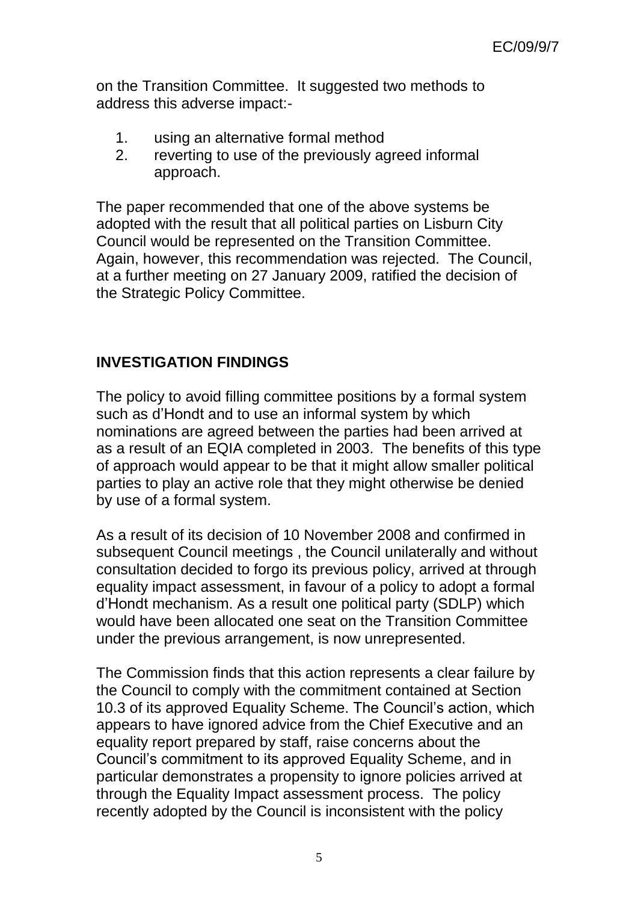on the Transition Committee. It suggested two methods to address this adverse impact:-

1. using an alternative formal method
2. reverting to use of the previously agreed informal approach.

The paper recommended that one of the above systems be adopted with the result that all political parties on Lisburn City Council would be represented on the Transition Committee. Again, however, this recommendation was rejected. The Council, at a further meeting on 27 January 2009, ratified the decision of the Strategic Policy Committee.

## INVESTIGATION FINDINGS

The policy to avoid filling committee positions by a formal system such as d'Hondt and to use an informal system by which nominations are agreed between the parties had been arrived at as a result of an EQIA completed in 2003. The benefits of this type of approach would appear to be that it might allow smaller political parties to play an active role that they might otherwise be denied by use of a formal system.

As a result of its decision of 10 November 2008 and confirmed in subsequent Council meetings , the Council unilaterally and without consultation decided to forgo its previous policy, arrived at through equality impact assessment, in favour of a policy to adopt a formal d'Hondt mechanism. As a result one political party (SDLP) which would have been allocated one seat on the Transition Committee under the previous arrangement, is now unrepresented.

The Commission finds that this action represents a clear failure by the Council to comply with the commitment contained at Section 10.3 of its approved Equality Scheme. The Council's action, which appears to have ignored advice from the Chief Executive and an equality report prepared by staff, raise concerns about the Council's commitment to its approved Equality Scheme, and in particular demonstrates a propensity to ignore policies arrived at through the Equality Impact assessment process. The policy recently adopted by the Council is inconsistent with the policy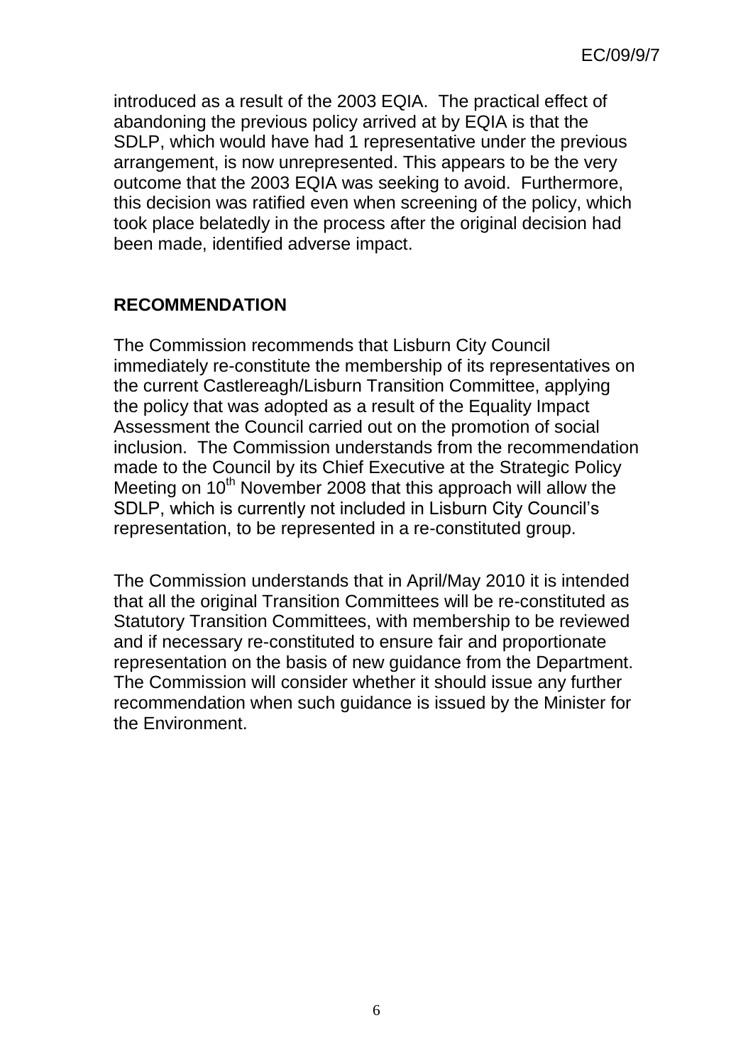introduced as a result of the 2003 EQIA. The practical effect of abandoning the previous policy arrived at by EQIA is that the SDLP, which would have had 1 representative under the previous arrangement, is now unrepresented. This appears to be the very outcome that the 2003 EQIA was seeking to avoid. Furthermore, this decision was ratified even when screening of the policy, which took place belatedly in the process after the original decision had been made, identified adverse impact.

## RECOMMENDATION

The Commission recommends that Lisburn City Council immediately re-constitute the membership of its representatives on the current Castlereagh/Lisburn Transition Committee, applying the policy that was adopted as a result of the Equality Impact Assessment the Council carried out on the promotion of social inclusion. The Commission understands from the recommendation made to the Council by its Chief Executive at the Strategic Policy Meeting on 10th November 2008 that this approach will allow the SDLP, which is currently not included in Lisburn City Council's representation, to be represented in a re-constituted group.

The Commission understands that in April/May 2010 it is intended that all the original Transition Committees will be re-constituted as Statutory Transition Committees, with membership to be reviewed and if necessary re-constituted to ensure fair and proportionate representation on the basis of new guidance from the Department. The Commission will consider whether it should issue any further recommendation when such guidance is issued by the Minister for the Environment.